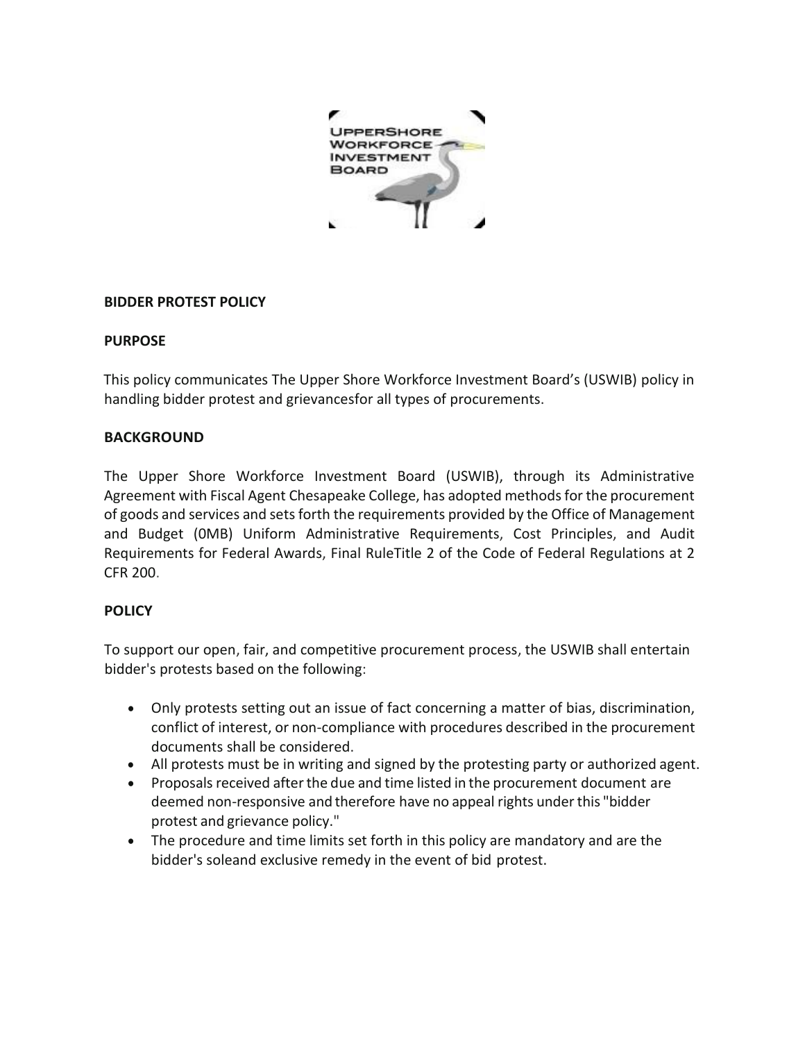**BIDDER PROTEST POLICY**

**PURPOSE**

This policy communicates The Upper Shore Workforce Investment Board's (USWIB) policy in handling bidder protest and grievancesfor all types of procurements.

**BACKGROUND**

The Upper Shore Workforce Investment Board (USWIB), through its Administrative Agreement with Fiscal Agent Chesapeake College, has adopted methods for the procurement of goods and services and sets forth the requirements provided by the Office of Management and Budget (0MB) Uniform Administrative Requirements, Cost Principles, and Audit Requirements for Federal Awards, Final RuleTitle 2 of the Code of Federal Regulations at 2 CFR 200.

**POLICY**

To support our open, fair, and competitive procurement process, the USWIB shall entertain bidder's protests based on the following:

- Only protests setting out an issue of fact concerning a matter of bias, discrimination, conflict of interest, or non-compliance with procedures described in the procurement documents shall be considered.
- All protests must be in writing and signed by the protesting party or authorized agent.
- Proposals received after the due and time listed in the procurement document are deemed non-responsive and therefore have no appeal rights under this "bidder protest and grievance policy."
- The procedure and time limits set forth in this policy are mandatory and are the bidder's soleand exclusive remedy in the event of bid protest.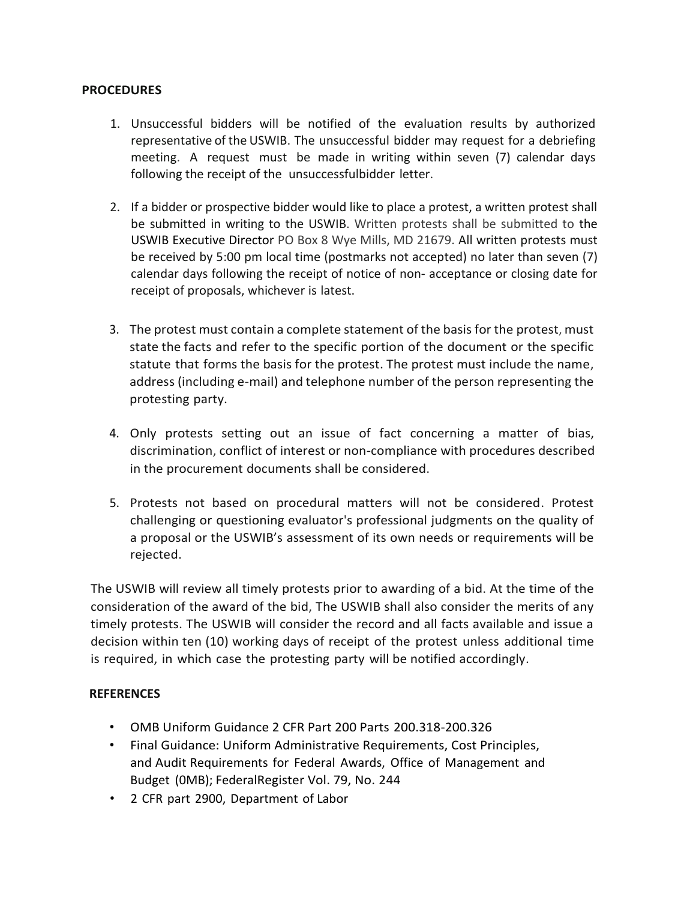**PROCEDURES**

1. Unsuccessful bidders will be notified of the evaluation results by authorized representative of the USWIB. The unsuccessful bidder may request for a debriefing meeting. A request must be made in writing within seven (7) calendar days following the receipt of the unsuccessfulbidder letter.

2. If a bidder or prospective bidder would like to place a protest, a written protest shall be submitted in writing to the USWIB. Written protests shall be submitted to the USWIB Executive Director PO Box 8 Wye Mills, MD 21679. All written protests must be received by 5:00 pm local time (postmarks not accepted) no later than seven (7) calendar days following the receipt of notice of non- acceptance or closing date for receipt of proposals, whichever is latest.

3. The protest must contain a complete statement of the basis for the protest, must state the facts and refer to the specific portion of the document or the specific statute that forms the basis for the protest. The protest must include the name, address (including e-mail) and telephone number of the person representing the protesting party.

4. Only protests setting out an issue of fact concerning a matter of bias, discrimination, conflict of interest or non-compliance with procedures described in the procurement documents shall be considered.

5. Protests not based on procedural matters will not be considered. Protest challenging or questioning evaluator's professional judgments on the quality of a proposal or the USWIB's assessment of its own needs or requirements will be rejected.

The USWIB will review all timely protests prior to awarding of a bid. At the time of the consideration of the award of the bid, The USWIB shall also consider the merits of any timely protests. The USWIB will consider the record and all facts available and issue a decision within ten (10) working days of receipt of the protest unless additional time is required, in which case the protesting party will be notified accordingly.

**REFERENCES**

- OMB Uniform Guidance 2 CFR Part 200 Parts 200.318-200.326
- Final Guidance: Uniform Administrative Requirements, Cost Principles, and Audit Requirements for Federal Awards, Office of Management and Budget (0MB); FederalRegister Vol. 79, No. 244
- 2 CFR part 2900, Department of Labor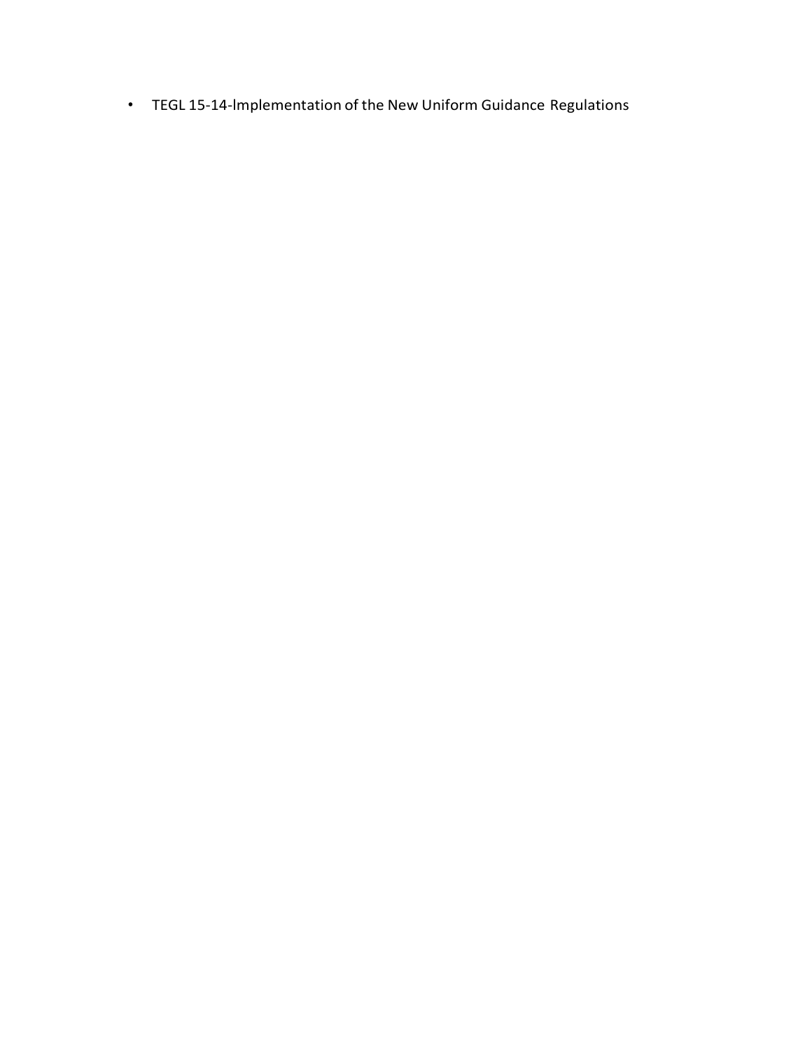- TEGL 15-14-lmplementation of the New Uniform Guidance Regulations